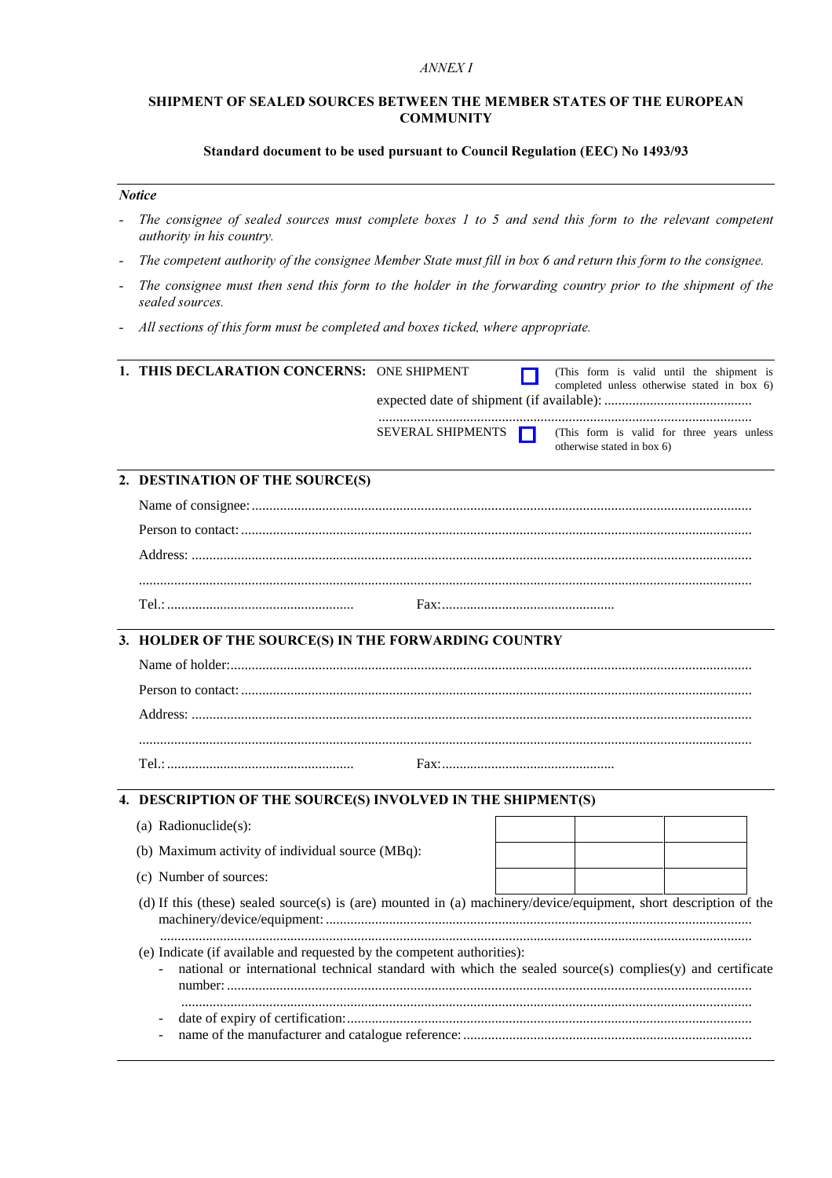*ANNEX I*

## SHIPMENT OF SEALED SOURCES BETWEEN THE MEMBER STATES OF THE EUROPEAN COMMUNITY

### Standard document to be used pursuant to Council Regulation (EEC) No 1493/93

***Notice***

- *The consignee of sealed sources must complete boxes 1 to 5 and send this form to the relevant competent authority in his country.*
- *The competent authority of the consignee Member State must fill in box 6 and return this form to the consignee.*
- *The consignee must then send this form to the holder in the forwarding country prior to the shipment of the sealed sources.*
- *All sections of this form must be completed and boxes ticked, where appropriate.*

---

**1. THIS DECLARATION CONCERNS:**

ONE SHIPMENT ☐ (This form is valid until the shipment is completed unless otherwise stated in box 6)

expected date of shipment (if available): ..........................................

..........................................................................................................

SEVERAL SHIPMENTS ☐ (This form is valid for three years unless otherwise stated in box 6)

---

**2. DESTINATION OF THE SOURCE(S)**

Name of consignee: ..........................................................................................................

Person to contact: ..........................................................................................................

Address: ..........................................................................................................

..........................................................................................................

Tel.: .................................................... Fax: ................................................

---

**3. HOLDER OF THE SOURCE(S) IN THE FORWARDING COUNTRY**

Name of holder: ..........................................................................................................

Person to contact: ..........................................................................................................

Address: ..........................................................................................................

..........................................................................................................

Tel.: .................................................... Fax: ................................................

---

**4. DESCRIPTION OF THE SOURCE(S) INVOLVED IN THE SHIPMENT(S)**

| | | | |
|---|---|---|---|
| (a) Radionuclide(s): | | | |
| (b) Maximum activity of individual source (MBq): | | | |
| (c) Number of sources: | | | |

(d) If this (these) sealed source(s) is (are) mounted in (a) machinery/device/equipment, short description of the machinery/device/equipment: ..........................................................................................................

..........................................................................................................

(e) Indicate (if available and requested by the competent authorities):

- national or international technical standard with which the sealed source(s) complies(y) and certificate number: ..........................................................................................................

  ..........................................................................................................
- date of expiry of certification: ..........................................................................................................
- name of the manufacturer and catalogue reference: ..........................................................................................................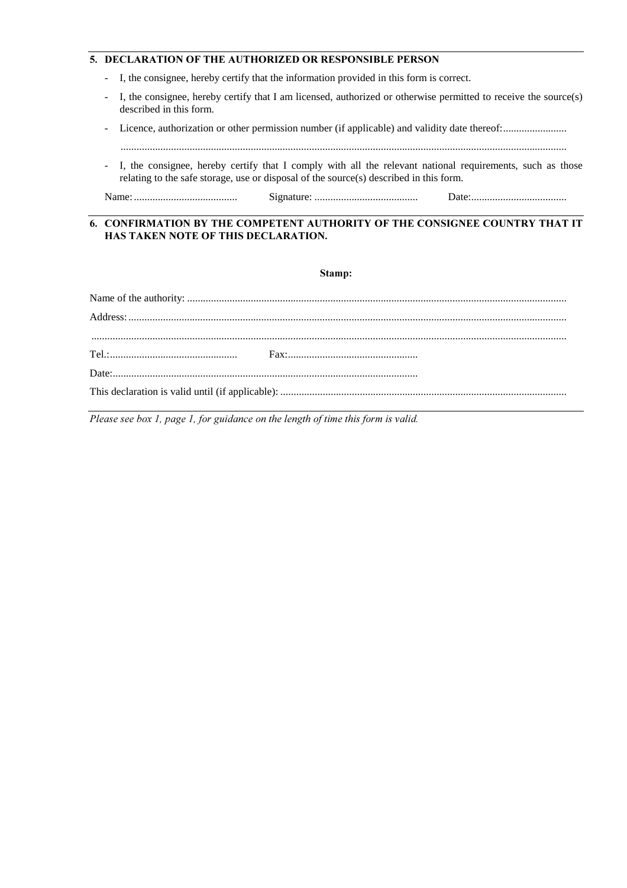## 5. DECLARATION OF THE AUTHORIZED OR RESPONSIBLE PERSON

- I, the consignee, hereby certify that the information provided in this form is correct.
- I, the consignee, hereby certify that I am licensed, authorized or otherwise permitted to receive the source(s) described in this form.
- Licence, authorization or other permission number (if applicable) and validity date thereof:........................

  .......................................................................................................................................................................
- I, the consignee, hereby certify that I comply with all the relevant national requirements, such as those relating to the safe storage, use or disposal of the source(s) described in this form.

Name: ....................................... Signature: ....................................... Date:....................................

## 6. CONFIRMATION BY THE COMPETENT AUTHORITY OF THE CONSIGNEE COUNTRY THAT IT HAS TAKEN NOTE OF THIS DECLARATION.

**Stamp:**

Name of the authority: .............................................................................................................................................

Address: ..................................................................................................................................................................

.................................................................................................................................................................................

Tel.: ................................................ Fax: .................................................

Date: ..................................................................................................................

This declaration is valid until (if applicable): ..........................................................................................................

*Please see box 1, page 1, for guidance on the length of time this form is valid.*